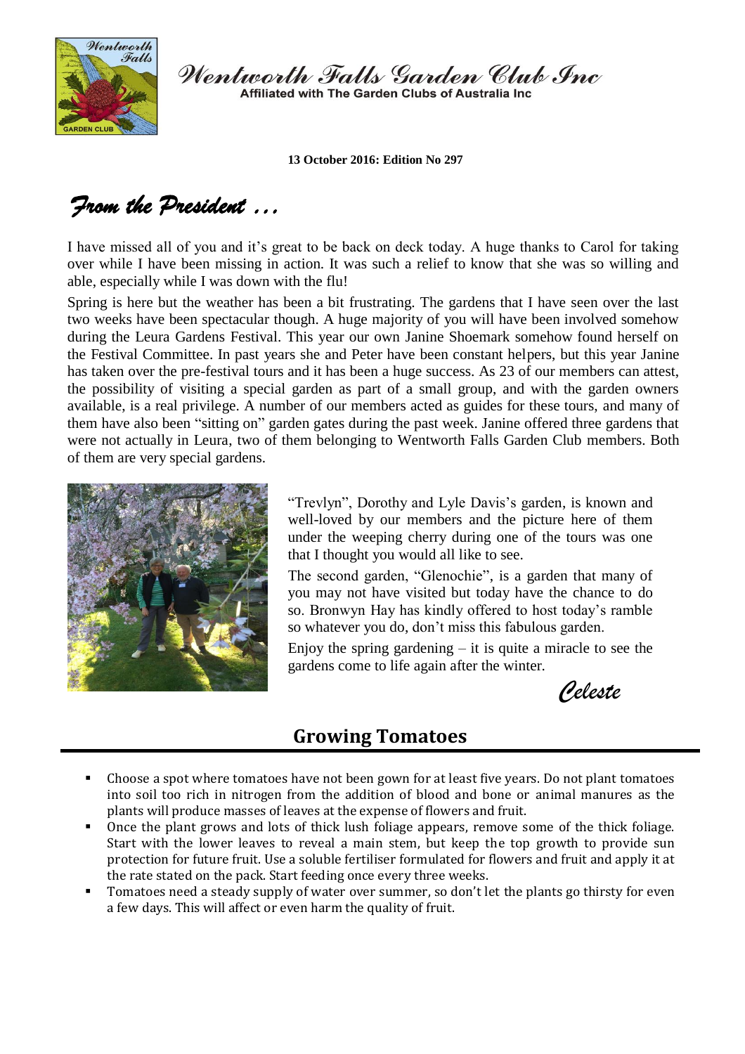# Wentworth Falls Garden Club Inc

Affiliated with The Garden Clubs of Australia Inc

**13 October 2016: Edition No 297**

## *From the President …*

I have missed all of you and it's great to be back on deck today. A huge thanks to Carol for taking over while I have been missing in action. It was such a relief to know that she was so willing and able, especially while I was down with the flu!

Spring is here but the weather has been a bit frustrating. The gardens that I have seen over the last two weeks have been spectacular though. A huge majority of you will have been involved somehow during the Leura Gardens Festival. This year our own Janine Shoemark somehow found herself on the Festival Committee. In past years she and Peter have been constant helpers, but this year Janine has taken over the pre-festival tours and it has been a huge success. As 23 of our members can attest, the possibility of visiting a special garden as part of a small group, and with the garden owners available, is a real privilege. A number of our members acted as guides for these tours, and many of them have also been "sitting on" garden gates during the past week. Janine offered three gardens that were not actually in Leura, two of them belonging to Wentworth Falls Garden Club members. Both of them are very special gardens.

"Trevlyn", Dorothy and Lyle Davis's garden, is known and well-loved by our members and the picture here of them under the weeping cherry during one of the tours was one that I thought you would all like to see.

The second garden, "Glenochie", is a garden that many of you may not have visited but today have the chance to do so. Bronwyn Hay has kindly offered to host today's ramble so whatever you do, don't miss this fabulous garden.

Enjoy the spring gardening – it is quite a miracle to see the gardens come to life again after the winter.

*Celeste*

## Growing Tomatoes

- Choose a spot where tomatoes have not been gown for at least five years. Do not plant tomatoes into soil too rich in nitrogen from the addition of blood and bone or animal manures as the plants will produce masses of leaves at the expense of flowers and fruit.
- Once the plant grows and lots of thick lush foliage appears, remove some of the thick foliage. Start with the lower leaves to reveal a main stem, but keep the top growth to provide sun protection for future fruit. Use a soluble fertiliser formulated for flowers and fruit and apply it at the rate stated on the pack. Start feeding once every three weeks.
- Tomatoes need a steady supply of water over summer, so don't let the plants go thirsty for even a few days. This will affect or even harm the quality of fruit.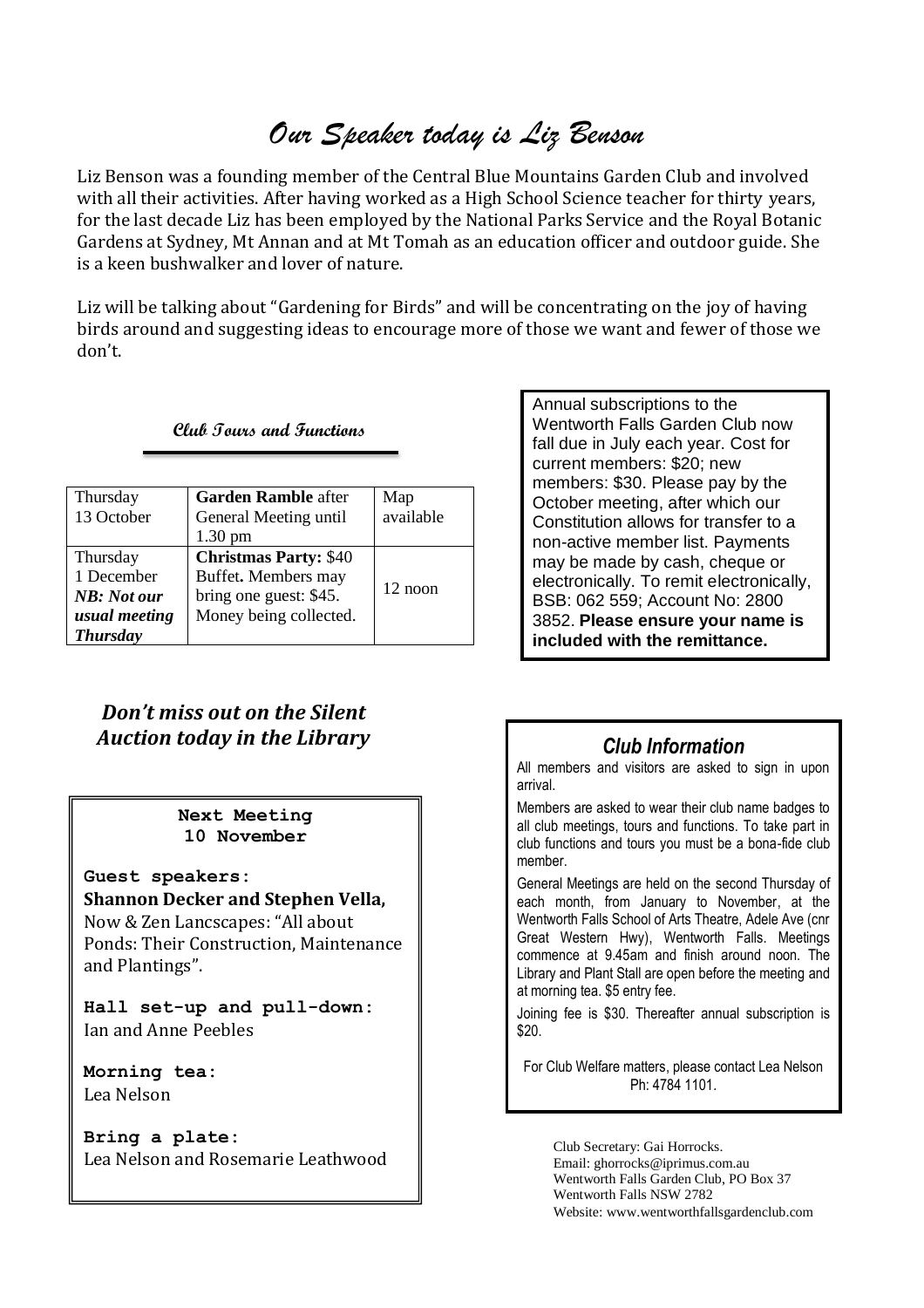# *Our Speaker today is Liz Benson*

Liz Benson was a founding member of the Central Blue Mountains Garden Club and involved with all their activities. After having worked as a High School Science teacher for thirty years, for the last decade Liz has been employed by the National Parks Service and the Royal Botanic Gardens at Sydney, Mt Annan and at Mt Tomah as an education officer and outdoor guide. She is a keen bushwalker and lover of nature.

Liz will be talking about "Gardening for Birds" and will be concentrating on the joy of having birds around and suggesting ideas to encourage more of those we want and fewer of those we don't.

### Club Tours and Functions

| | | |
|---|---|---|
| Thursday 13 October | **Garden Ramble** after General Meeting until 1.30 pm | Map available |
| Thursday 1 December ***NB: Not our usual meeting Thursday*** | **Christmas Party:** $40 Buffet**.** Members may bring one guest: $45. Money being collected. | 12 noon |

Annual subscriptions to the Wentworth Falls Garden Club now fall due in July each year. Cost for current members: $20; new members: $30. Please pay by the October meeting, after which our Constitution allows for transfer to a non-active member list. Payments may be made by cash, cheque or electronically. To remit electronically, BSB: 062 559; Account No: 2800 3852. **Please ensure your name is included with the remittance.**

### *Don't miss out on the Silent Auction today in the Library*

**Next Meeting**
**10 November**

**Guest speakers:**
**Shannon Decker and Stephen Vella,**
Now & Zen Lancscapes: "All about Ponds: Their Construction, Maintenance and Plantings".

**Hall set-up and pull-down:**
Ian and Anne Peebles

**Morning tea:**
Lea Nelson

**Bring a plate:**
Lea Nelson and Rosemarie Leathwood

### *Club Information*

All members and visitors are asked to sign in upon arrival.

Members are asked to wear their club name badges to all club meetings, tours and functions. To take part in club functions and tours you must be a bona-fide club member.

General Meetings are held on the second Thursday of each month, from January to November, at the Wentworth Falls School of Arts Theatre, Adele Ave (cnr Great Western Hwy), Wentworth Falls. Meetings commence at 9.45am and finish around noon. The Library and Plant Stall are open before the meeting and at morning tea. $5 entry fee.

Joining fee is $30. Thereafter annual subscription is $20.

For Club Welfare matters, please contact Lea Nelson Ph: 4784 1101.

Club Secretary: Gai Horrocks.
Email: ghorrocks@iprimus.com.au
Wentworth Falls Garden Club, PO Box 37
Wentworth Falls NSW 2782
Website: www.wentworthfallsgardenclub.com